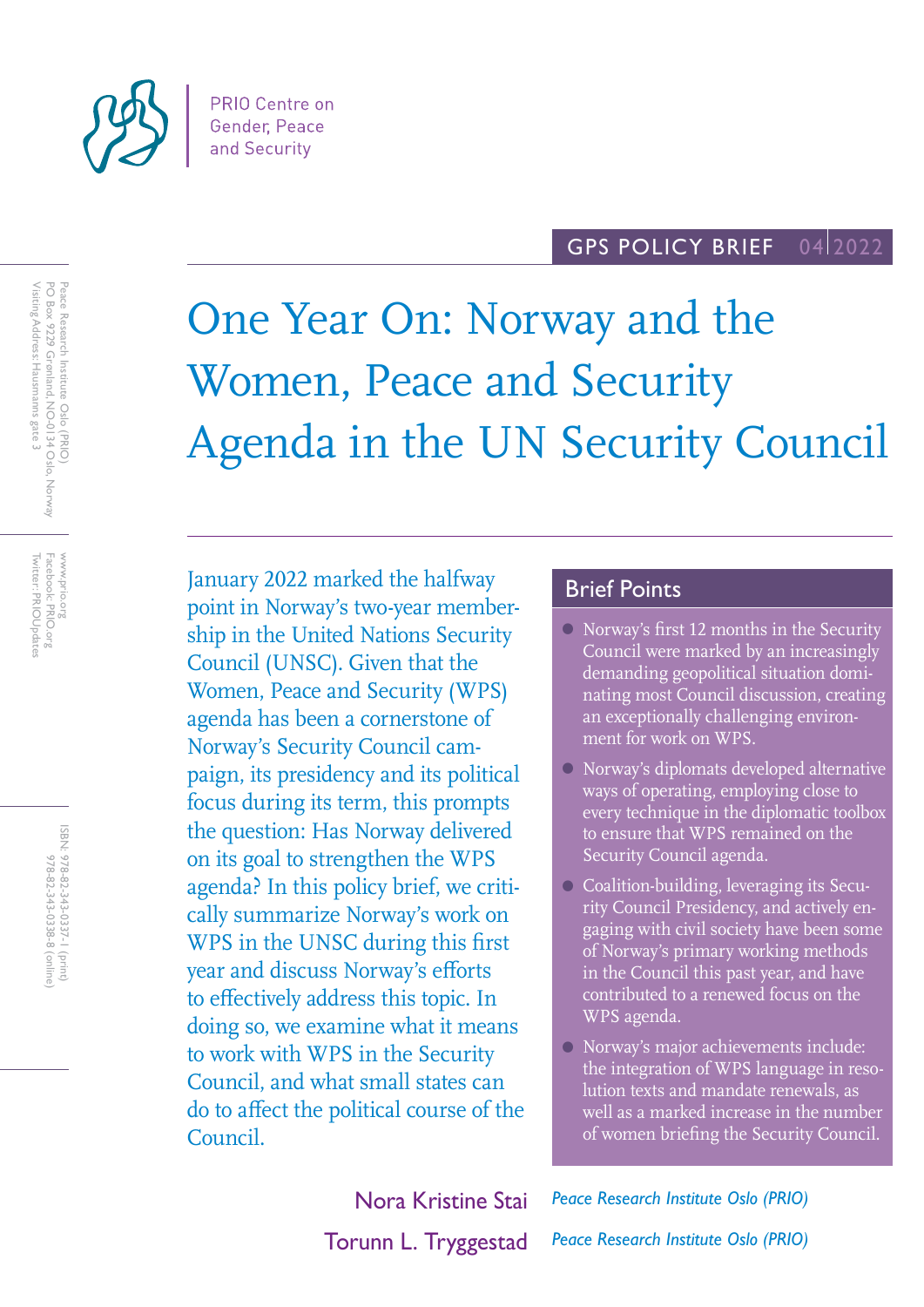PRIO Centre on Gender, Peace and Security

GPS POLICY BRIEF 04 2022

# One Year On: Norway and the Women, Peace and Security Agenda in the UN Security Council

January 2022 marked the halfway point in Norway's two-year membership in the United Nations Security Council (UNSC). Given that the Women, Peace and Security (WPS) agenda has been a cornerstone of Norway's Security Council campaign, its presidency and its political focus during its term, this prompts the question: Has Norway delivered on its goal to strengthen the WPS agenda? In this policy brief, we critically summarize Norway's work on WPS in the UNSC during this first year and discuss Norway's efforts to effectively address this topic. In doing so, we examine what it means to work with WPS in the Security Council, and what small states can do to affect the political course of the Council.

## Brief Points

- Norway's first 12 months in the Security Council were marked by an increasingly demanding geopolitical situation dominating most Council discussion, creating an exceptionally challenging environment for work on WPS.
- Norway's diplomats developed alternative ways of operating, employing close to every technique in the diplomatic toolbox to ensure that WPS remained on the Security Council agenda.
- Coalition-building, leveraging its Security Council Presidency, and actively engaging with civil society have been some of Norway's primary working methods in the Council this past year, and have contributed to a renewed focus on the WPS agenda.
- Norway's major achievements include: the integration of WPS language in resolution texts and mandate renewals, as well as a marked increase in the number of women briefing the Security Council.

Nora Kristine Stai — *Peace Research Institute Oslo (PRIO)*

Torunn L. Tryggestad — *Peace Research Institute Oslo (PRIO)*

Peace Research Institute Oslo (PRIO)
PO Box 9229 Grønland, NO-0134 Oslo, Norway
Visiting Address: Hausmanns gate 3

www.prio.org
Facebook: PRIO.org
Twitter: PRIOUpdates

ISBN: 978-82-343-0337-1 (print)
978-82-343-0338-8 (online)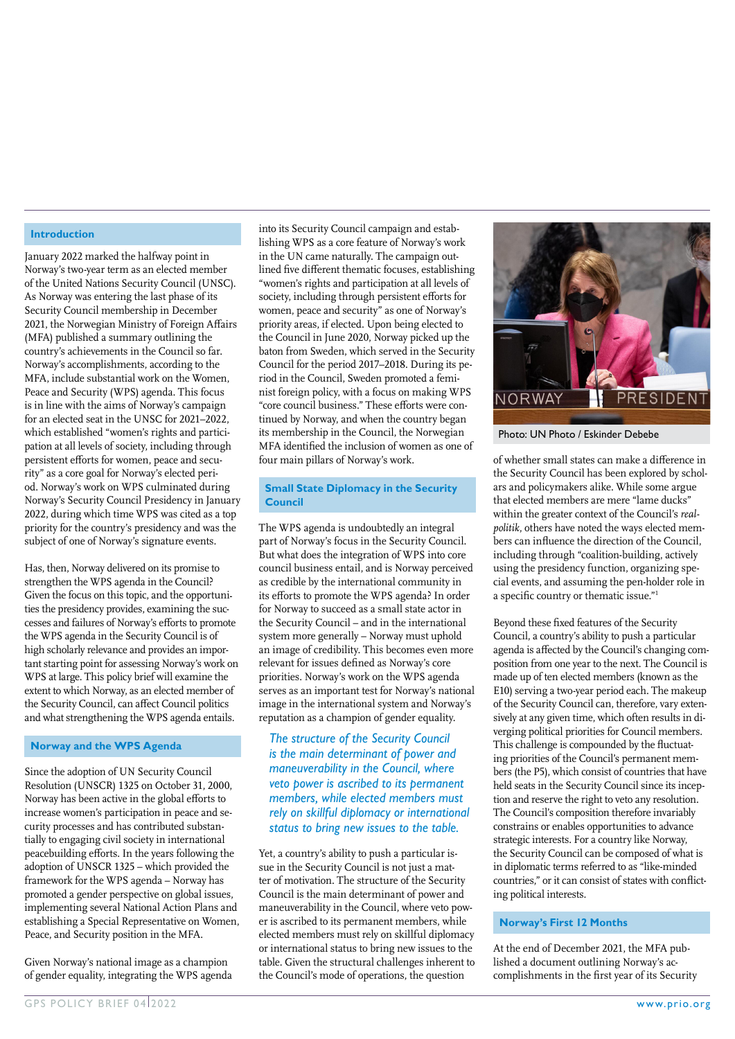## Introduction

January 2022 marked the halfway point in Norway's two-year term as an elected member of the United Nations Security Council (UNSC). As Norway was entering the last phase of its Security Council membership in December 2021, the Norwegian Ministry of Foreign Affairs (MFA) published a summary outlining the country's achievements in the Council so far. Norway's accomplishments, according to the MFA, include substantial work on the Women, Peace and Security (WPS) agenda. This focus is in line with the aims of Norway's campaign for an elected seat in the UNSC for 2021–2022, which established "women's rights and participation at all levels of society, including through persistent efforts for women, peace and security" as a core goal for Norway's elected period. Norway's work on WPS culminated during Norway's Security Council Presidency in January 2022, during which time WPS was cited as a top priority for the country's presidency and was the subject of one of Norway's signature events.

Has, then, Norway delivered on its promise to strengthen the WPS agenda in the Council? Given the focus on this topic, and the opportunities the presidency provides, examining the successes and failures of Norway's efforts to promote the WPS agenda in the Security Council is of high scholarly relevance and provides an important starting point for assessing Norway's work on WPS at large. This policy brief will examine the extent to which Norway, as an elected member of the Security Council, can affect Council politics and what strengthening the WPS agenda entails.

## Norway and the WPS Agenda

Since the adoption of UN Security Council Resolution (UNSCR) 1325 on October 31, 2000, Norway has been active in the global efforts to increase women's participation in peace and security processes and has contributed substantially to engaging civil society in international peacebuilding efforts. In the years following the adoption of UNSCR 1325 – which provided the framework for the WPS agenda – Norway has promoted a gender perspective on global issues, implementing several National Action Plans and establishing a Special Representative on Women, Peace, and Security position in the MFA.

Given Norway's national image as a champion of gender equality, integrating the WPS agenda into its Security Council campaign and establishing WPS as a core feature of Norway's work in the UN came naturally. The campaign outlined five different thematic focuses, establishing "women's rights and participation at all levels of society, including through persistent efforts for women, peace and security" as one of Norway's priority areas, if elected. Upon being elected to the Council in June 2020, Norway picked up the baton from Sweden, which served in the Security Council for the period 2017–2018. During its period in the Council, Sweden promoted a feminist foreign policy, with a focus on making WPS "core council business." These efforts were continued by Norway, and when the country began its membership in the Council, the Norwegian MFA identified the inclusion of women as one of four main pillars of Norway's work.

## Small State Diplomacy in the Security Council

The WPS agenda is undoubtedly an integral part of Norway's focus in the Security Council. But what does the integration of WPS into core council business entail, and is Norway perceived as credible by the international community in its efforts to promote the WPS agenda? In order for Norway to succeed as a small state actor in the Security Council – and in the international system more generally – Norway must uphold an image of credibility. This becomes even more relevant for issues defined as Norway's core priorities. Norway's work on the WPS agenda serves as an important test for Norway's national image in the international system and Norway's reputation as a champion of gender equality.

> *The structure of the Security Council is the main determinant of power and maneuverability in the Council, where veto power is ascribed to its permanent members, while elected members must rely on skillful diplomacy or international status to bring new issues to the table.*

Yet, a country's ability to push a particular issue in the Security Council is not just a matter of motivation. The structure of the Security Council is the main determinant of power and maneuverability in the Council, where veto power is ascribed to its permanent members, while elected members must rely on skillful diplomacy or international status to bring new issues to the table. Given the structural challenges inherent to the Council's mode of operations, the question of whether small states can make a difference in the Security Council has been explored by scholars and policymakers alike. While some argue that elected members are mere "lame ducks" within the greater context of the Council's *realpolitik*, others have noted the ways elected members can influence the direction of the Council, including through "coalition-building, actively using the presidency function, organizing special events, and assuming the pen-holder role in a specific country or thematic issue."[1]

Photo: UN Photo / Eskinder Debebe

Beyond these fixed features of the Security Council, a country's ability to push a particular agenda is affected by the Council's changing composition from one year to the next. The Council is made up of ten elected members (known as the E10) serving a two-year period each. The makeup of the Security Council can, therefore, vary extensively at any given time, which often results in diverging political priorities for Council members. This challenge is compounded by the fluctuating priorities of the Council's permanent members (the P5), which consist of countries that have held seats in the Security Council since its inception and reserve the right to veto any resolution. The Council's composition therefore invariably constrains or enables opportunities to advance strategic interests. For a country like Norway, the Security Council can be composed of what is in diplomatic terms referred to as "like-minded countries," or it can consist of states with conflicting political interests.

## Norway's First 12 Months

At the end of December 2021, the MFA published a document outlining Norway's accomplishments in the first year of its Security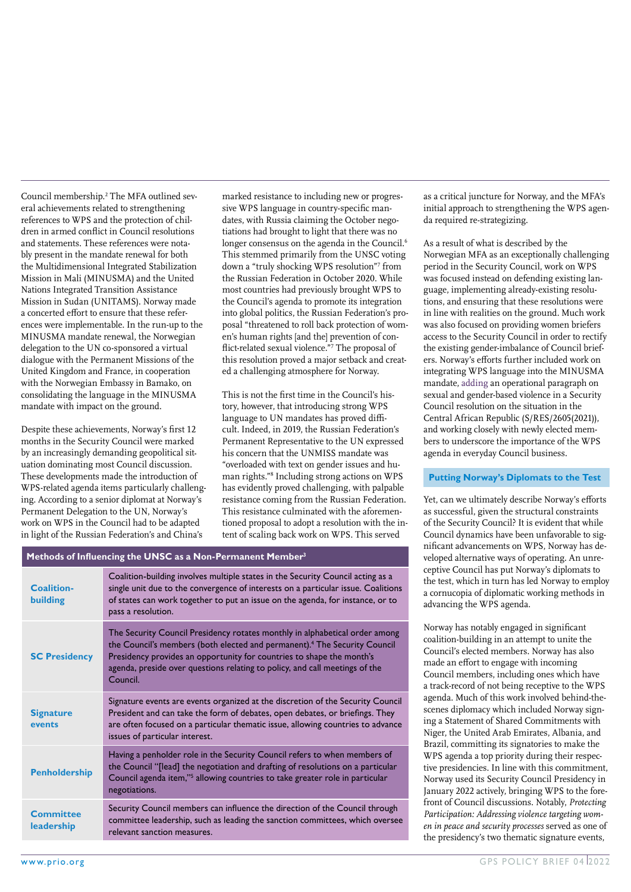Council membership.[2] The MFA outlined several achievements related to strengthening references to WPS and the protection of children in armed conflict in Council resolutions and statements. These references were notably present in the mandate renewal for both the Multidimensional Integrated Stabilization Mission in Mali (MINUSMA) and the United Nations Integrated Transition Assistance Mission in Sudan (UNITAMS). Norway made a concerted effort to ensure that these references were implementable. In the run-up to the MINUSMA mandate renewal, the Norwegian delegation to the UN co-sponsored a virtual dialogue with the Permanent Missions of the United Kingdom and France, in cooperation with the Norwegian Embassy in Bamako, on consolidating the language in the MINUSMA mandate with impact on the ground.

Despite these achievements, Norway's first 12 months in the Security Council were marked by an increasingly demanding geopolitical situation dominating most Council discussion. These developments made the introduction of WPS-related agenda items particularly challenging. According to a senior diplomat at Norway's Permanent Delegation to the UN, Norway's work on WPS in the Council had to be adapted in light of the Russian Federation's and China's marked resistance to including new or progressive WPS language in country-specific mandates, with Russia claiming the October negotiations had brought to light that there was no longer consensus on the agenda in the Council.[6] This stemmed primarily from the UNSC voting down a "truly shocking WPS resolution"[7] from the Russian Federation in October 2020. While most countries had previously brought WPS to the Council's agenda to promote its integration into global politics, the Russian Federation's proposal "threatened to roll back protection of women's human rights [and the] prevention of conflict-related sexual violence."[7] The proposal of this resolution proved a major setback and created a challenging atmosphere for Norway.

This is not the first time in the Council's history, however, that introducing strong WPS language to UN mandates has proved difficult. Indeed, in 2019, the Russian Federation's Permanent Representative to the UN expressed his concern that the UNMISS mandate was "overloaded with text on gender issues and human rights."[8] Including strong actions on WPS has evidently proved challenging, with palpable resistance coming from the Russian Federation. This resistance culminated with the aforementioned proposal to adopt a resolution with the intent of scaling back work on WPS. This served as a critical juncture for Norway, and the MFA's initial approach to strengthening the WPS agenda required re-strategizing.

As a result of what is described by the Norwegian MFA as an exceptionally challenging period in the Security Council, work on WPS was focused instead on defending existing language, implementing already-existing resolutions, and ensuring that these resolutions were in line with realities on the ground. Much work was also focused on providing women briefers access to the Security Council in order to rectify the existing gender-imbalance of Council briefers. Norway's efforts further included work on integrating WPS language into the MINUSMA mandate, adding an operational paragraph on sexual and gender-based violence in a Security Council resolution on the situation in the Central African Republic (S/RES/2605(2021)), and working closely with newly elected members to underscore the importance of the WPS agenda in everyday Council business.

**Methods of Influencing the UNSC as a Non-Permanent Member[3]**

| Method | Description |
|---|---|
| **Coalition-building** | Coalition-building involves multiple states in the Security Council acting as a single unit due to the convergence of interests on a particular issue. Coalitions of states can work together to put an issue on the agenda, for instance, or to pass a resolution. |
| **SC Presidency** | The Security Council Presidency rotates monthly in alphabetical order among the Council's members (both elected and permanent).[4] The Security Council Presidency provides an opportunity for countries to shape the month's agenda, preside over questions relating to policy, and call meetings of the Council. |
| **Signature events** | Signature events are events organized at the discretion of the Security Council President and can take the form of debates, open debates, or briefings. They are often focused on a particular thematic issue, allowing countries to advance issues of particular interest. |
| **Penholdership** | Having a penholder role in the Security Council refers to when members of the Council "[lead] the negotiation and drafting of resolutions on a particular Council agenda item,"[5] allowing countries to take greater role in particular negotiations. |
| **Committee leadership** | Security Council members can influence the direction of the Council through committee leadership, such as leading the sanction committees, which oversee relevant sanction measures. |

## Putting Norway's Diplomats to the Test

Yet, can we ultimately describe Norway's efforts as successful, given the structural constraints of the Security Council? It is evident that while Council dynamics have been unfavorable to significant advancements on WPS, Norway has developed alternative ways of operating. An unreceptive Council has put Norway's diplomats to the test, which in turn has led Norway to employ a cornucopia of diplomatic working methods in advancing the WPS agenda.

Norway has notably engaged in significant coalition-building in an attempt to unite the Council's elected members. Norway has also made an effort to engage with incoming Council members, including ones which have a track-record of not being receptive to the WPS agenda. Much of this work involved behind-the-scenes diplomacy which included Norway signing a Statement of Shared Commitments with Niger, the United Arab Emirates, Albania, and Brazil, committing its signatories to make the WPS agenda a top priority during their respective presidencies. In line with this commitment, Norway used its Security Council Presidency in January 2022 actively, bringing WPS to the forefront of Council discussions. Notably, *Protecting Participation: Addressing violence targeting women in peace and security processes* served as one of the presidency's two thematic signature events,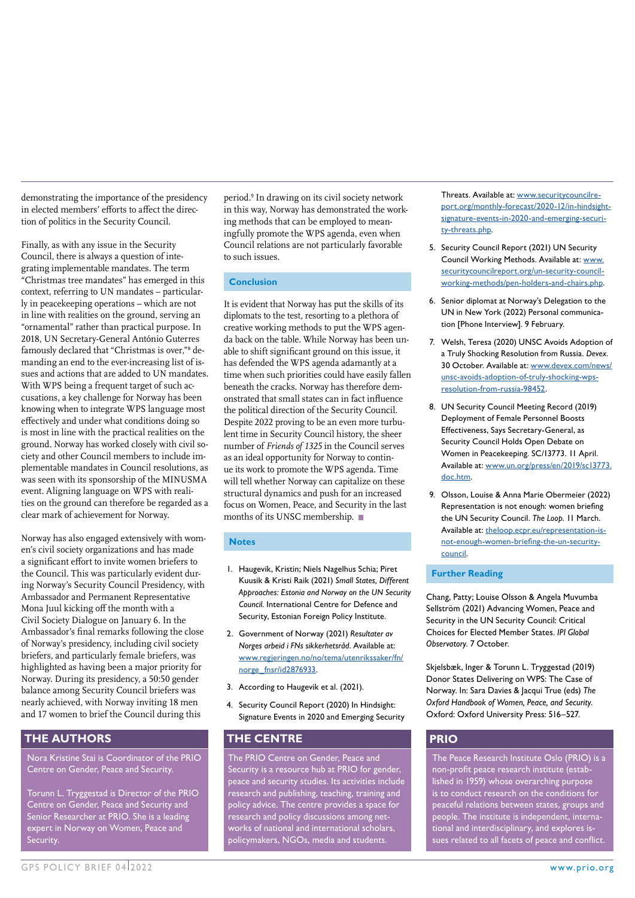demonstrating the importance of the presidency in elected members' efforts to affect the direction of politics in the Security Council.

Finally, as with any issue in the Security Council, there is always a question of integrating implementable mandates. The term "Christmas tree mandates" has emerged in this context, referring to UN mandates – particularly in peacekeeping operations – which are not in line with realities on the ground, serving an "ornamental" rather than practical purpose. In 2018, UN Secretary-General António Guterres famously declared that "Christmas is over,"[8] demanding an end to the ever-increasing list of issues and actions that are added to UN mandates. With WPS being a frequent target of such accusations, a key challenge for Norway has been knowing when to integrate WPS language most effectively and under what conditions doing so is most in line with the practical realities on the ground. Norway has worked closely with civil society and other Council members to include implementable mandates in Council resolutions, as was seen with its sponsorship of the MINUSMA event. Aligning language on WPS with realities on the ground can therefore be regarded as a clear mark of achievement for Norway.

Norway has also engaged extensively with women's civil society organizations and has made a significant effort to invite women briefers to the Council. This was particularly evident during Norway's Security Council Presidency, with Ambassador and Permanent Representative Mona Juul kicking off the month with a Civil Society Dialogue on January 6. In the Ambassador's final remarks following the close of Norway's presidency, including civil society briefers, and particularly female briefers, was highlighted as having been a major priority for Norway. During its presidency, a 50:50 gender balance among Security Council briefers was nearly achieved, with Norway inviting 18 men and 17 women to brief the Council during this period.[9] In drawing on its civil society network in this way, Norway has demonstrated the working methods that can be employed to meaningfully promote the WPS agenda, even when Council relations are not particularly favorable to such issues.

## Conclusion

It is evident that Norway has put the skills of its diplomats to the test, resorting to a plethora of creative working methods to put the WPS agenda back on the table. While Norway has been unable to shift significant ground on this issue, it has defended the WPS agenda adamantly at a time when such priorities could have easily fallen beneath the cracks. Norway has therefore demonstrated that small states can in fact influence the political direction of the Security Council. Despite 2022 proving to be an even more turbulent time in Security Council history, the sheer number of *Friends of 1325* in the Council serves as an ideal opportunity for Norway to continue its work to promote the WPS agenda. Time will tell whether Norway can capitalize on these structural dynamics and push for an increased focus on Women, Peace, and Security in the last months of its UNSC membership. ■

## Notes

1. Haugevik, Kristin; Niels Nagelhus Schia; Piret Kuusik & Kristi Raik (2021) *Small States, Different Approaches: Estonia and Norway on the UN Security Council.* International Centre for Defence and Security, Estonian Foreign Policy Institute.
2. Government of Norway (2021) *Resultater av Norges arbeid i FNs sikkerhetsråd.* Available at: www.regjeringen.no/no/tema/utenrikssaker/fn/norge_fnsr/id2876933.
3. According to Haugevik et al. (2021).
4. Security Council Report (2020) In Hindsight: Signature Events in 2020 and Emerging Security Threats. Available at: www.securitycouncilreport.org/monthly-forecast/2020-12/in-hindsight-signature-events-in-2020-and-emerging-security-threats.php.
5. Security Council Report (2021) UN Security Council Working Methods. Available at: www.securitycouncilreport.org/un-security-council-working-methods/pen-holders-and-chairs.php.
6. Senior diplomat at Norway's Delegation to the UN in New York (2022) Personal communication [Phone Interview]. 9 February.
7. Welsh, Teresa (2020) UNSC Avoids Adoption of a Truly Shocking Resolution from Russia. *Devex.* 30 October. Available at: www.devex.com/news/unsc-avoids-adoption-of-truly-shocking-wps-resolution-from-russia-98452.
8. UN Security Council Meeting Record (2019) Deployment of Female Personnel Boosts Effectiveness, Says Secretary-General, as Security Council Holds Open Debate on Women in Peacekeeping. SC/13773. 11 April. Available at: www.un.org/press/en/2019/sc13773.doc.htm.
9. Olsson, Louise & Anna Marie Obermeier (2022) Representation is not enough: women briefing the UN Security Council. *The Loop.* 11 March. Available at: theloop.ecpr.eu/representation-is-not-enough-women-briefing-the-un-security-council.

## Further Reading

Chang, Patty; Louise Olsson & Angela Muvumba Sellström (2021) Advancing Women, Peace and Security in the UN Security Council: Critical Choices for Elected Member States. *IPI Global Observatory.* 7 October.

Skjelsbæk, Inger & Torunn L. Tryggestad (2019) Donor States Delivering on WPS: The Case of Norway. In: Sara Davies & Jacqui True (eds) *The Oxford Handbook of Women, Peace, and Security.* Oxford: Oxford University Press: 516–527.

## THE AUTHORS

Nora Kristine Stai is Coordinator of the PRIO Centre on Gender, Peace and Security.

Torunn L. Tryggestad is Director of the PRIO Centre on Gender, Peace and Security and Senior Researcher at PRIO. She is a leading expert in Norway on Women, Peace and Security.

## THE CENTRE

The PRIO Centre on Gender, Peace and Security is a resource hub at PRIO for gender, peace and security studies. Its activities include research and publishing, teaching, training and policy advice. The centre provides a space for research and policy discussions among networks of national and international scholars, policymakers, NGOs, media and students.

## PRIO

The Peace Research Institute Oslo (PRIO) is a non-profit peace research institute (established in 1959) whose overarching purpose is to conduct research on the conditions for peaceful relations between states, groups and people. The institute is independent, international and interdisciplinary, and explores issues related to all facets of peace and conflict.